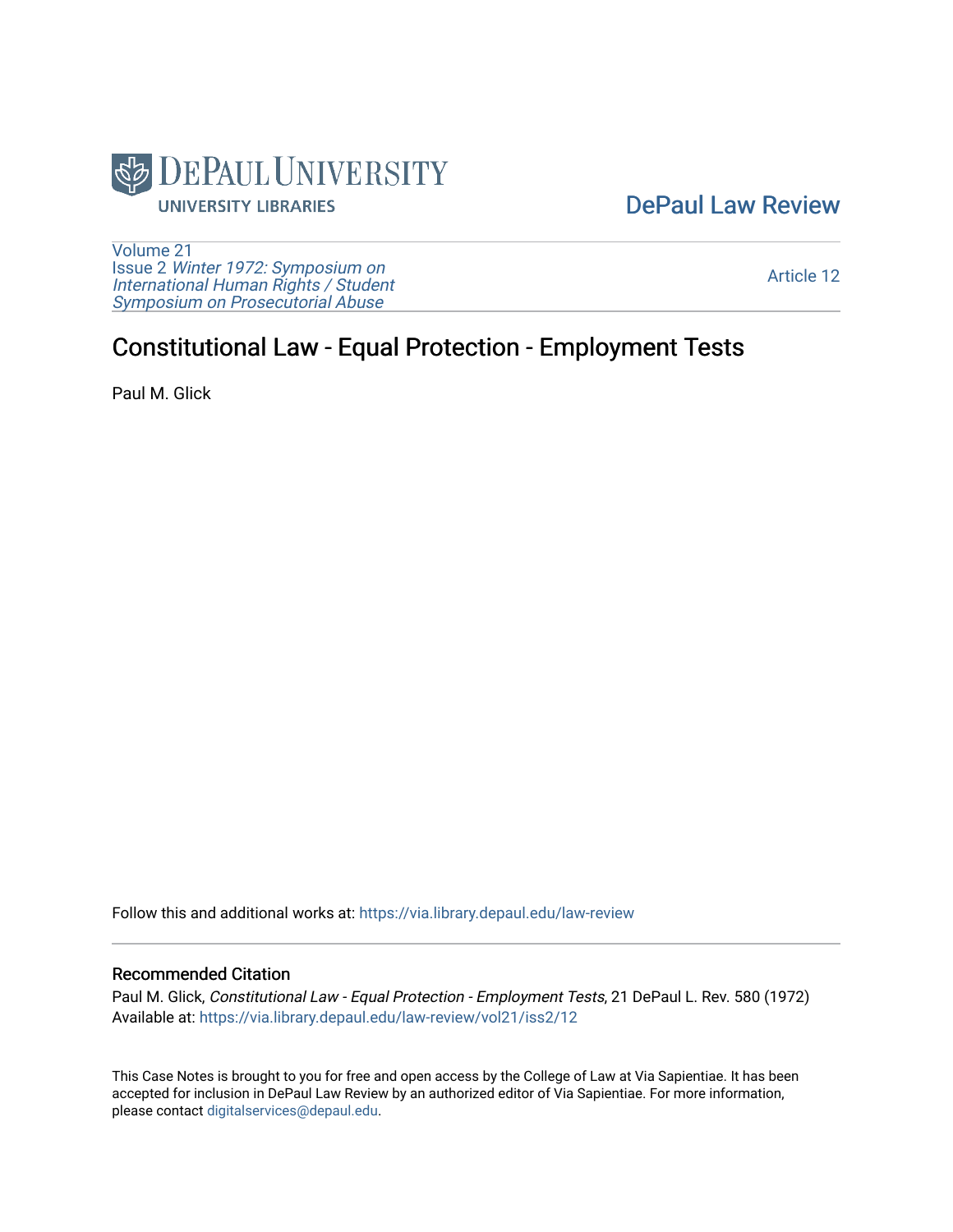DePaul Law Review

Volume 21
Issue 2 *Winter 1972: Symposium on International Human Rights / Student Symposium on Prosecutorial Abuse*

Article 12

# Constitutional Law - Equal Protection - Employment Tests

Paul M. Glick

Follow this and additional works at: https://via.library.depaul.edu/law-review

## Recommended Citation

Paul M. Glick, *Constitutional Law - Equal Protection - Employment Tests*, 21 DePaul L. Rev. 580 (1972)
Available at: https://via.library.depaul.edu/law-review/vol21/iss2/12

This Case Notes is brought to you for free and open access by the College of Law at Via Sapientiae. It has been accepted for inclusion in DePaul Law Review by an authorized editor of Via Sapientiae. For more information, please contact digitalservices@depaul.edu.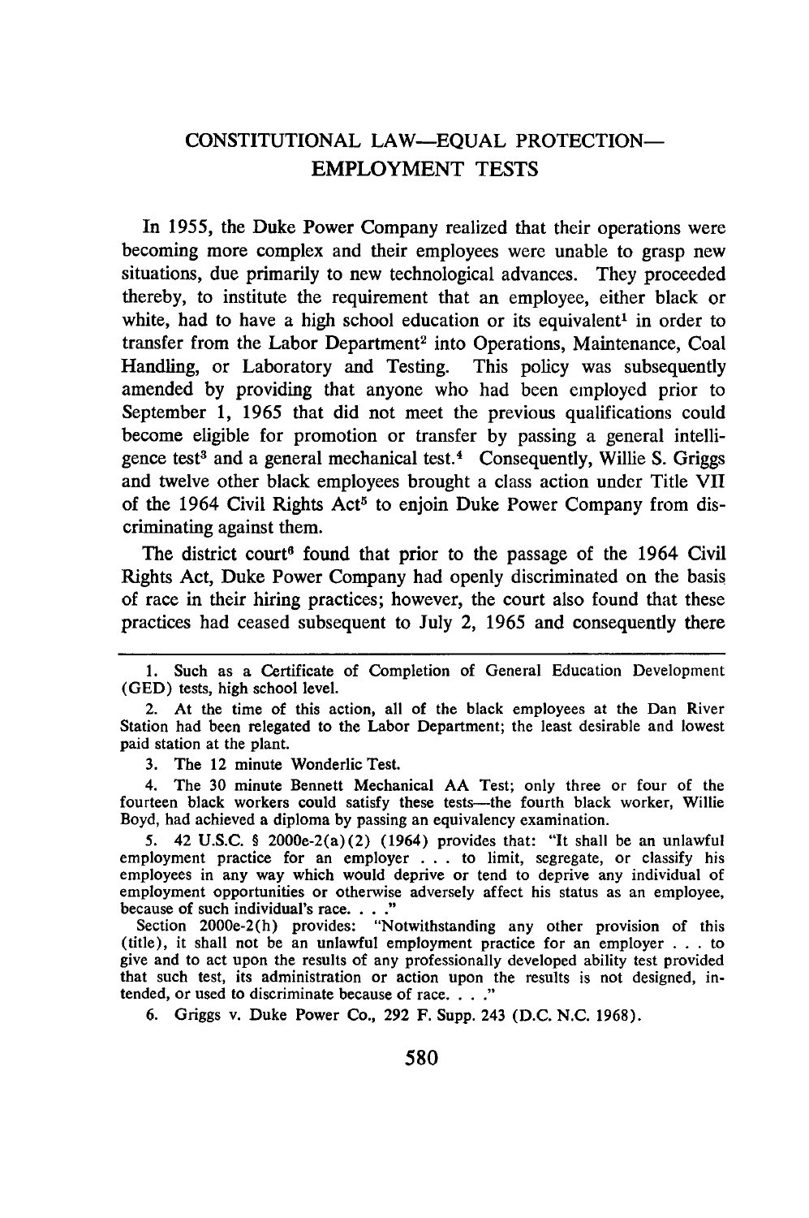## CONSTITUTIONAL LAW—EQUAL PROTECTION—EMPLOYMENT TESTS

In 1955, the Duke Power Company realized that their operations were becoming more complex and their employees were unable to grasp new situations, due primarily to new technological advances. They proceeded thereby, to institute the requirement that an employee, either black or white, had to have a high school education or its equivalent[1] in order to transfer from the Labor Department[2] into Operations, Maintenance, Coal Handling, or Laboratory and Testing. This policy was subsequently amended by providing that anyone who had been employed prior to September 1, 1965 that did not meet the previous qualifications could become eligible for promotion or transfer by passing a general intelligence test[3] and a general mechanical test.[4] Consequently, Willie S. Griggs and twelve other black employees brought a class action under Title VII of the 1964 Civil Rights Act[5] to enjoin Duke Power Company from discriminating against them.

The district court[6] found that prior to the passage of the 1964 Civil Rights Act, Duke Power Company had openly discriminated on the basis of race in their hiring practices; however, the court also found that these practices had ceased subsequent to July 2, 1965 and consequently there

---

1. Such as a Certificate of Completion of General Education Development (GED) tests, high school level.

2. At the time of this action, all of the black employees at the Dan River Station had been relegated to the Labor Department; the least desirable and lowest paid station at the plant.

3. The 12 minute Wonderlic Test.

4. The 30 minute Bennett Mechanical AA Test; only three or four of the fourteen black workers could satisfy these tests—the fourth black worker, Willie Boyd, had achieved a diploma by passing an equivalency examination.

5. 42 U.S.C. § 2000e-2(a)(2) (1964) provides that: "It shall be an unlawful employment practice for an employer . . . to limit, segregate, or classify his employees in any way which would deprive or tend to deprive any individual of employment opportunities or otherwise adversely affect his status as an employee, because of such individual's race. . . ."

Section 2000e-2(h) provides: "Notwithstanding any other provision of this (title), it shall not be an unlawful employment practice for an employer . . . to give and to act upon the results of any professionally developed ability test provided that such test, its administration or action upon the results is not designed, intended, or used to discriminate because of race. . . ."

6. Griggs v. Duke Power Co., 292 F. Supp. 243 (D.C. N.C. 1968).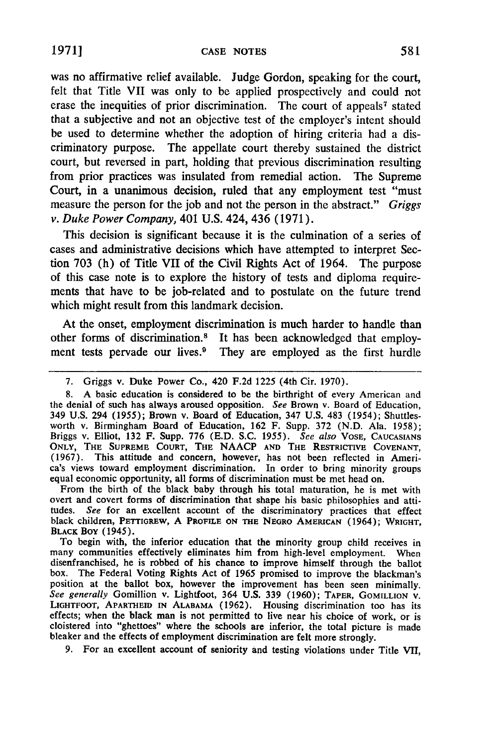was no affirmative relief available. Judge Gordon, speaking for the court, felt that Title VII was only to be applied prospectively and could not erase the inequities of prior discrimination. The court of appeals[7] stated that a subjective and not an objective test of the employer's intent should be used to determine whether the adoption of hiring criteria had a discriminatory purpose. The appellate court thereby sustained the district court, but reversed in part, holding that previous discrimination resulting from prior practices was insulated from remedial action. The Supreme Court, in a unanimous decision, ruled that any employment test "must measure the person for the job and not the person in the abstract." *Griggs v. Duke Power Company,* 401 U.S. 424, 436 (1971).

This decision is significant because it is the culmination of a series of cases and administrative decisions which have attempted to interpret Section 703 (h) of Title VII of the Civil Rights Act of 1964. The purpose of this case note is to explore the history of tests and diploma requirements that have to be job-related and to postulate on the future trend which might result from this landmark decision.

At the onset, employment discrimination is much harder to handle than other forms of discrimination.[8] It has been acknowledged that employment tests pervade our lives.[9] They are employed as the first hurdle

---

7. Griggs v. Duke Power Co., 420 F.2d 1225 (4th Cir. 1970).

8. A basic education is considered to be the birthright of every American and the denial of such has always aroused opposition. *See* Brown v. Board of Education, 349 U.S. 294 (1955); Brown v. Board of Education, 347 U.S. 483 (1954); Shuttlesworth v. Birmingham Board of Education, 162 F. Supp. 372 (N.D. Ala. 1958); Briggs v. Elliot, 132 F. Supp. 776 (E.D. S.C. 1955). *See also* VOSE, CAUCASIANS ONLY, THE SUPREME COURT, THE NAACP AND THE RESTRICTIVE COVENANT, (1967). This attitude and concern, however, has not been reflected in America's views toward employment discrimination. In order to bring minority groups equal economic opportunity, all forms of discrimination must be met head on.

From the birth of the black baby through his total maturation, he is met with overt and covert forms of discrimination that shape his basic philosophies and attitudes. *See* for an excellent account of the discriminatory practices that effect black children, PETTIGREW, A PROFILE ON THE NEGRO AMERICAN (1964); WRIGHT, BLACK BOY (1945).

To begin with, the inferior education that the minority group child receives in many communities effectively eliminates him from high-level employment. When disenfranchised, he is robbed of his chance to improve himself through the ballot box. The Federal Voting Rights Act of 1965 promised to improve the blackman's position at the ballot box, however the improvement has been seen minimally. *See generally* Gomillion v. Lightfoot, 364 U.S. 339 (1960); TAPER, GOMILLION V. LIGHTFOOT, APARTHEID IN ALABAMA (1962). Housing discrimination too has its effects; when the black man is not permitted to live near his choice of work, or is cloistered into "ghettoes" where the schools are inferior, the total picture is made bleaker and the effects of employment discrimination are felt more strongly.

9. For an excellent account of seniority and testing violations under Title VII,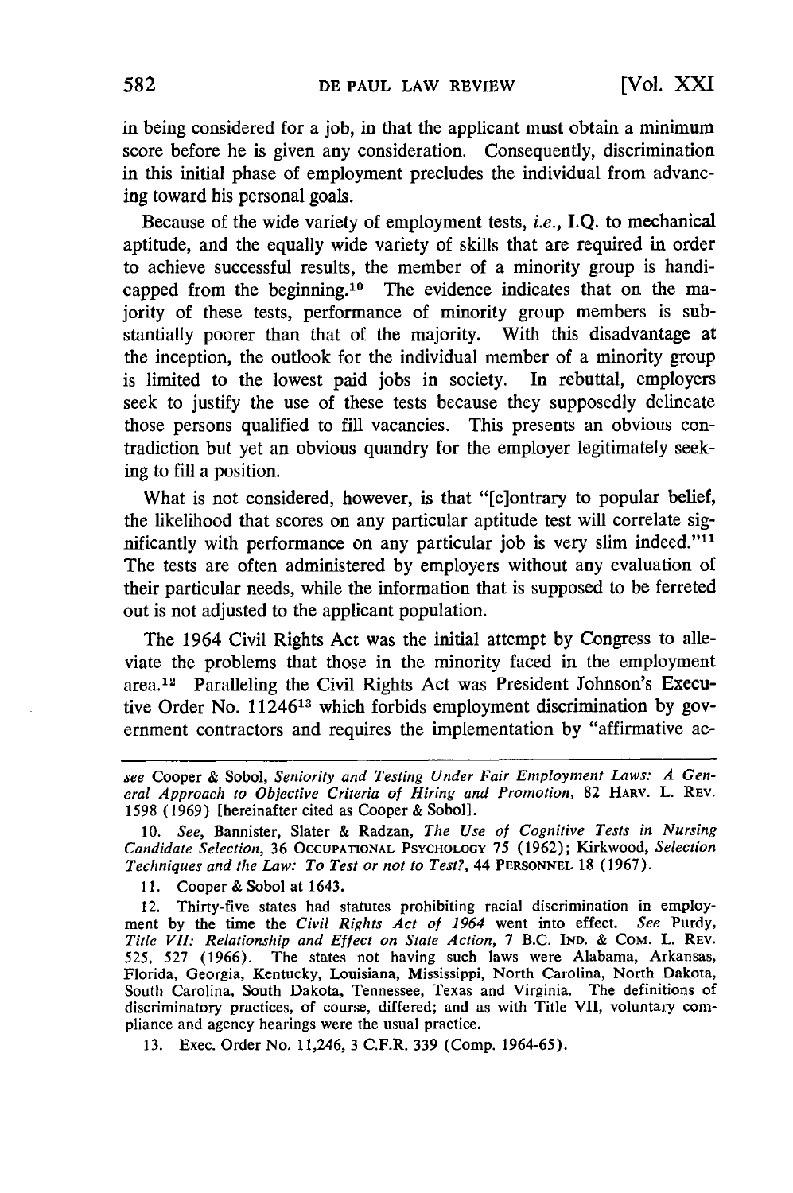in being considered for a job, in that the applicant must obtain a minimum score before he is given any consideration. Consequently, discrimination in this initial phase of employment precludes the individual from advancing toward his personal goals.

Because of the wide variety of employment tests, *i.e.*, I.Q. to mechanical aptitude, and the equally wide variety of skills that are required in order to achieve successful results, the member of a minority group is handicapped from the beginning.[10] The evidence indicates that on the majority of these tests, performance of minority group members is substantially poorer than that of the majority. With this disadvantage at the inception, the outlook for the individual member of a minority group is limited to the lowest paid jobs in society. In rebuttal, employers seek to justify the use of these tests because they supposedly delineate those persons qualified to fill vacancies. This presents an obvious contradiction but yet an obvious quandry for the employer legitimately seeking to fill a position.

What is not considered, however, is that "[c]ontrary to popular belief, the likelihood that scores on any particular aptitude test will correlate significantly with performance on any particular job is very slim indeed."[11] The tests are often administered by employers without any evaluation of their particular needs, while the information that is supposed to be ferreted out is not adjusted to the applicant population.

The 1964 Civil Rights Act was the initial attempt by Congress to alleviate the problems that those in the minority faced in the employment area.[12] Paralleling the Civil Rights Act was President Johnson's Executive Order No. 11246[13] which forbids employment discrimination by government contractors and requires the implementation by "affirmative ac-

---

*see* Cooper & Sobol, *Seniority and Testing Under Fair Employment Laws: A General Approach to Objective Criteria of Hiring and Promotion,* 82 HARV. L. REV. 1598 (1969) [hereinafter cited as Cooper & Sobol].

10. *See*, Bannister, Slater & Radzan, *The Use of Cognitive Tests in Nursing Candidate Selection,* 36 OCCUPATIONAL PSYCHOLOGY 75 (1962); Kirkwood, *Selection Techniques and the Law: To Test or not to Test?,* 44 PERSONNEL 18 (1967).

11. Cooper & Sobol at 1643.

12. Thirty-five states had statutes prohibiting racial discrimination in employment by the time the *Civil Rights Act of 1964* went into effect. *See* Purdy, *Title VII: Relationship and Effect on State Action,* 7 B.C. IND. & COM. L. REV. 525, 527 (1966). The states not having such laws were Alabama, Arkansas, Florida, Georgia, Kentucky, Louisiana, Mississippi, North Carolina, North Dakota, South Carolina, South Dakota, Tennessee, Texas and Virginia. The definitions of discriminatory practices, of course, differed; and as with Title VII, voluntary compliance and agency hearings were the usual practice.

13. Exec. Order No. 11,246, 3 C.F.R. 339 (Comp. 1964-65).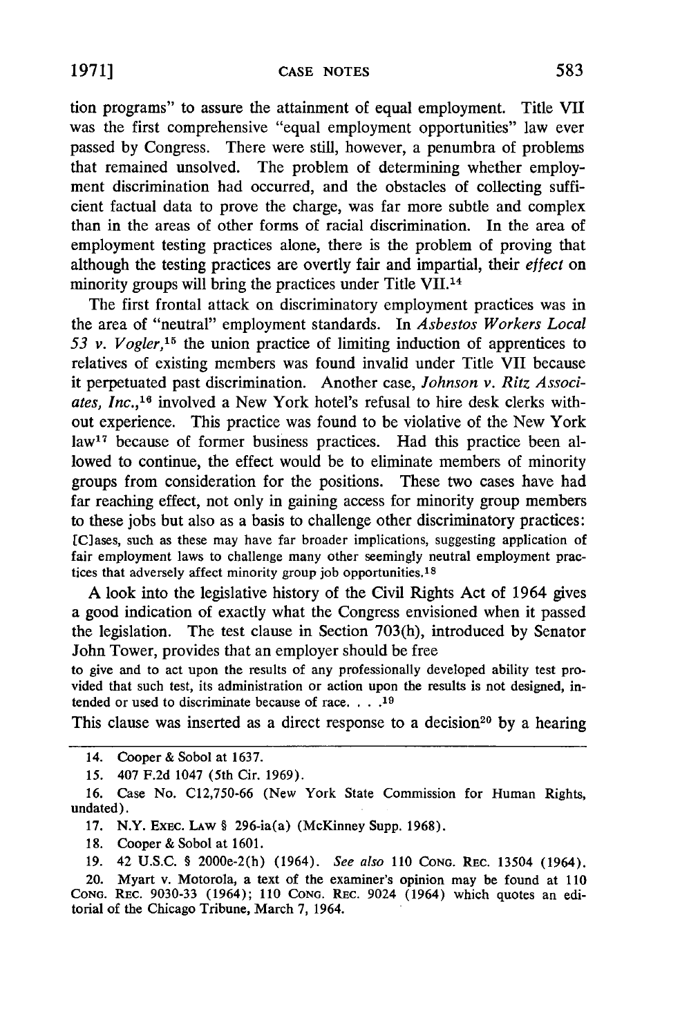tion programs" to assure the attainment of equal employment. Title VII was the first comprehensive "equal employment opportunities" law ever passed by Congress. There were still, however, a penumbra of problems that remained unsolved. The problem of determining whether employment discrimination had occurred, and the obstacles of collecting sufficient factual data to prove the charge, was far more subtle and complex than in the areas of other forms of racial discrimination. In the area of employment testing practices alone, there is the problem of proving that although the testing practices are overtly fair and impartial, their *effect* on minority groups will bring the practices under Title VII.[14]

The first frontal attack on discriminatory employment practices was in the area of "neutral" employment standards. In *Asbestos Workers Local 53 v. Vogler*,[15] the union practice of limiting induction of apprentices to relatives of existing members was found invalid under Title VII because it perpetuated past discrimination. Another case, *Johnson v. Ritz Associates, Inc.*,[16] involved a New York hotel's refusal to hire desk clerks without experience. This practice was found to be violative of the New York law[17] because of former business practices. Had this practice been allowed to continue, the effect would be to eliminate members of minority groups from consideration for the positions. These two cases have had far reaching effect, not only in gaining access for minority group members to these jobs but also as a basis to challenge other discriminatory practices:

> [C]ases, such as these may have far broader implications, suggesting application of fair employment laws to challenge many other seemingly neutral employment practices that adversely affect minority group job opportunities.[18]

A look into the legislative history of the Civil Rights Act of 1964 gives a good indication of exactly what the Congress envisioned when it passed the legislation. The test clause in Section 703(h), introduced by Senator John Tower, provides that an employer should be free

> to give and to act upon the results of any professionally developed ability test provided that such test, its administration or action upon the results is not designed, intended or used to discriminate because of race. . . .[19]

This clause was inserted as a direct response to a decision[20] by a hearing

---

14. Cooper & Sobol at 1637.

15. 407 F.2d 1047 (5th Cir. 1969).

16. Case No. C12,750-66 (New York State Commission for Human Rights, undated).

17. N.Y. Exec. Law § 296-ia(a) (McKinney Supp. 1968).

18. Cooper & Sobol at 1601.

19. 42 U.S.C. § 2000e-2(h) (1964). *See also* 110 Cong. Rec. 13504 (1964).

20. Myart v. Motorola, a text of the examiner's opinion may be found at 110 Cong. Rec. 9030-33 (1964); 110 Cong. Rec. 9024 (1964) which quotes an editorial of the Chicago Tribune, March 7, 1964.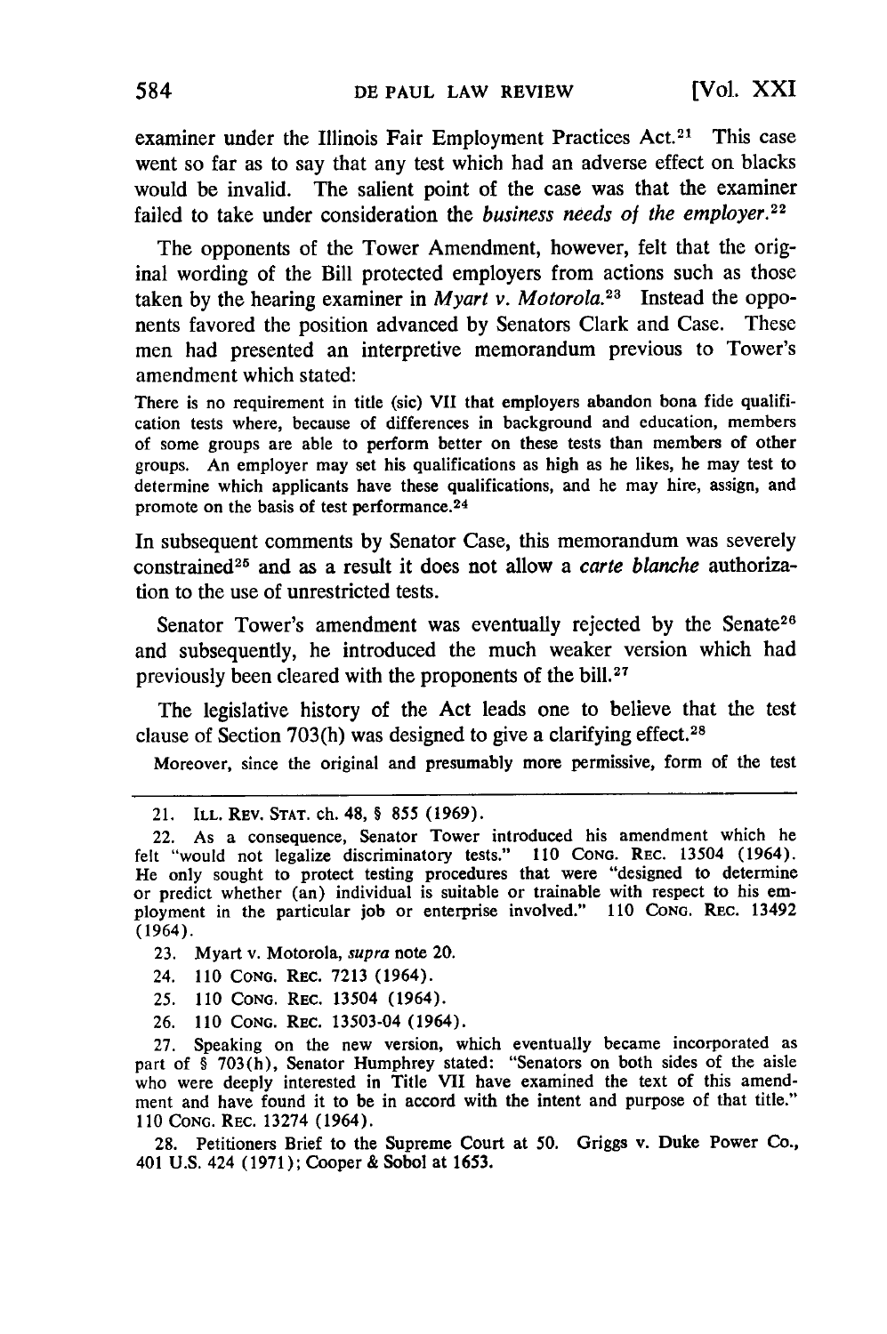examiner under the Illinois Fair Employment Practices Act.[21] This case went so far as to say that any test which had an adverse effect on blacks would be invalid. The salient point of the case was that the examiner failed to take under consideration the *business needs of the employer.*[22]

The opponents of the Tower Amendment, however, felt that the original wording of the Bill protected employers from actions such as those taken by the hearing examiner in *Myart v. Motorola.*[23] Instead the opponents favored the position advanced by Senators Clark and Case. These men had presented an interpretive memorandum previous to Tower's amendment which stated:

> There is no requirement in title (sic) VII that employers abandon bona fide qualification tests where, because of differences in background and education, members of some groups are able to perform better on these tests than members of other groups. An employer may set his qualifications as high as he likes, he may test to determine which applicants have these qualifications, and he may hire, assign, and promote on the basis of test performance.[24]

In subsequent comments by Senator Case, this memorandum was severely constrained[25] and as a result it does not allow a *carte blanche* authorization to the use of unrestricted tests.

Senator Tower's amendment was eventually rejected by the Senate[26] and subsequently, he introduced the much weaker version which had previously been cleared with the proponents of the bill.[27]

The legislative history of the Act leads one to believe that the test clause of Section 703(h) was designed to give a clarifying effect.[28]

Moreover, since the original and presumably more permissive, form of the test

---

21. ILL. REV. STAT. ch. 48, § 855 (1969).

22. As a consequence, Senator Tower introduced his amendment which he felt "would not legalize discriminatory tests." 110 CONG. REC. 13504 (1964). He only sought to protect testing procedures that were "designed to determine or predict whether (an) individual is suitable or trainable with respect to his employment in the particular job or enterprise involved." 110 CONG. REC. 13492 (1964).

23. Myart v. Motorola, *supra* note 20.

24. 110 CONG. REC. 7213 (1964).

25. 110 CONG. REC. 13504 (1964).

26. 110 CONG. REC. 13503-04 (1964).

27. Speaking on the new version, which eventually became incorporated as part of § 703(h), Senator Humphrey stated: "Senators on both sides of the aisle who were deeply interested in Title VII have examined the text of this amendment and have found it to be in accord with the intent and purpose of that title." 110 CONG. REC. 13274 (1964).

28. Petitioners Brief to the Supreme Court at 50. Griggs v. Duke Power Co., 401 U.S. 424 (1971); Cooper & Sobol at 1653.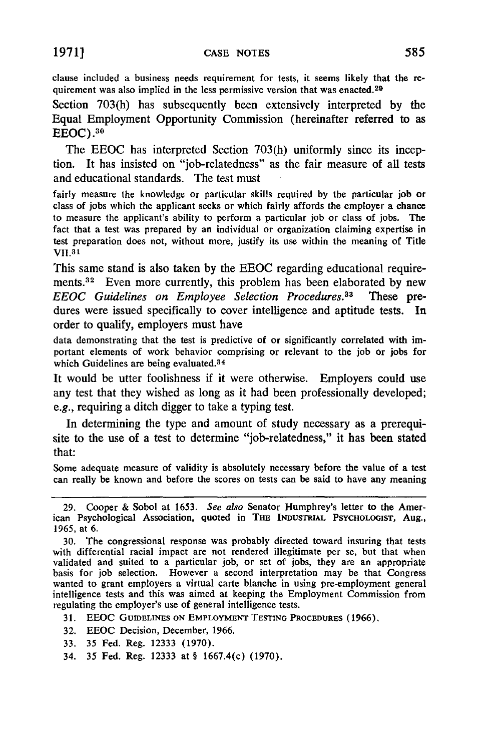clause included a business needs requirement for tests, it seems likely that the requirement was also implied in the less permissive version that was enacted.[29]

Section 703(h) has subsequently been extensively interpreted by the Equal Employment Opportunity Commission (hereinafter referred to as EEOC).[30]

The EEOC has interpreted Section 703(h) uniformly since its inception. It has insisted on "job-relatedness" as the fair measure of all tests and educational standards. The test must

> fairly measure the knowledge or particular skills required by the particular job or class of jobs which the applicant seeks or which fairly affords the employer a chance to measure the applicant's ability to perform a particular job or class of jobs. The fact that a test was prepared by an individual or organization claiming expertise in test preparation does not, without more, justify its use within the meaning of Title VII.[31]

This same stand is also taken by the EEOC regarding educational requirements.[32] Even more currently, this problem has been elaborated by new *EEOC Guidelines on Employee Selection Procedures.*[33] These predures were issued specifically to cover intelligence and aptitude tests. In order to qualify, employers must have

> data demonstrating that the test is predictive of or significantly correlated with important elements of work behavior comprising or relevant to the job or jobs for which Guidelines are being evaluated.[34]

It would be utter foolishness if it were otherwise. Employers could use any test that they wished as long as it had been professionally developed; *e.g.*, requiring a ditch digger to take a typing test.

In determining the type and amount of study necessary as a prerequisite to the use of a test to determine "job-relatedness," it has been stated that:

> Some adequate measure of validity is absolutely necessary before the value of a test can really be known and before the scores on tests can be said to have any meaning

---

29. Cooper & Sobol at 1653. *See also* Senator Humphrey's letter to the American Psychological Association, quoted in THE INDUSTRIAL PSYCHOLOGIST, Aug., 1965, at 6.

30. The congressional response was probably directed toward insuring that tests with differential racial impact are not rendered illegitimate per se, but that when validated and suited to a particular job, or set of jobs, they are an appropriate basis for job selection. However a second interpretation may be that Congress wanted to grant employers a virtual carte blanche in using pre-employment general intelligence tests and this was aimed at keeping the Employment Commission from regulating the employer's use of general intelligence tests.

31. EEOC GUIDELINES ON EMPLOYMENT TESTING PROCEDURES (1966).

32. EEOC Decision, December, 1966.

33. 35 Fed. Reg. 12333 (1970).

34. 35 Fed. Reg. 12333 at § 1667.4(c) (1970).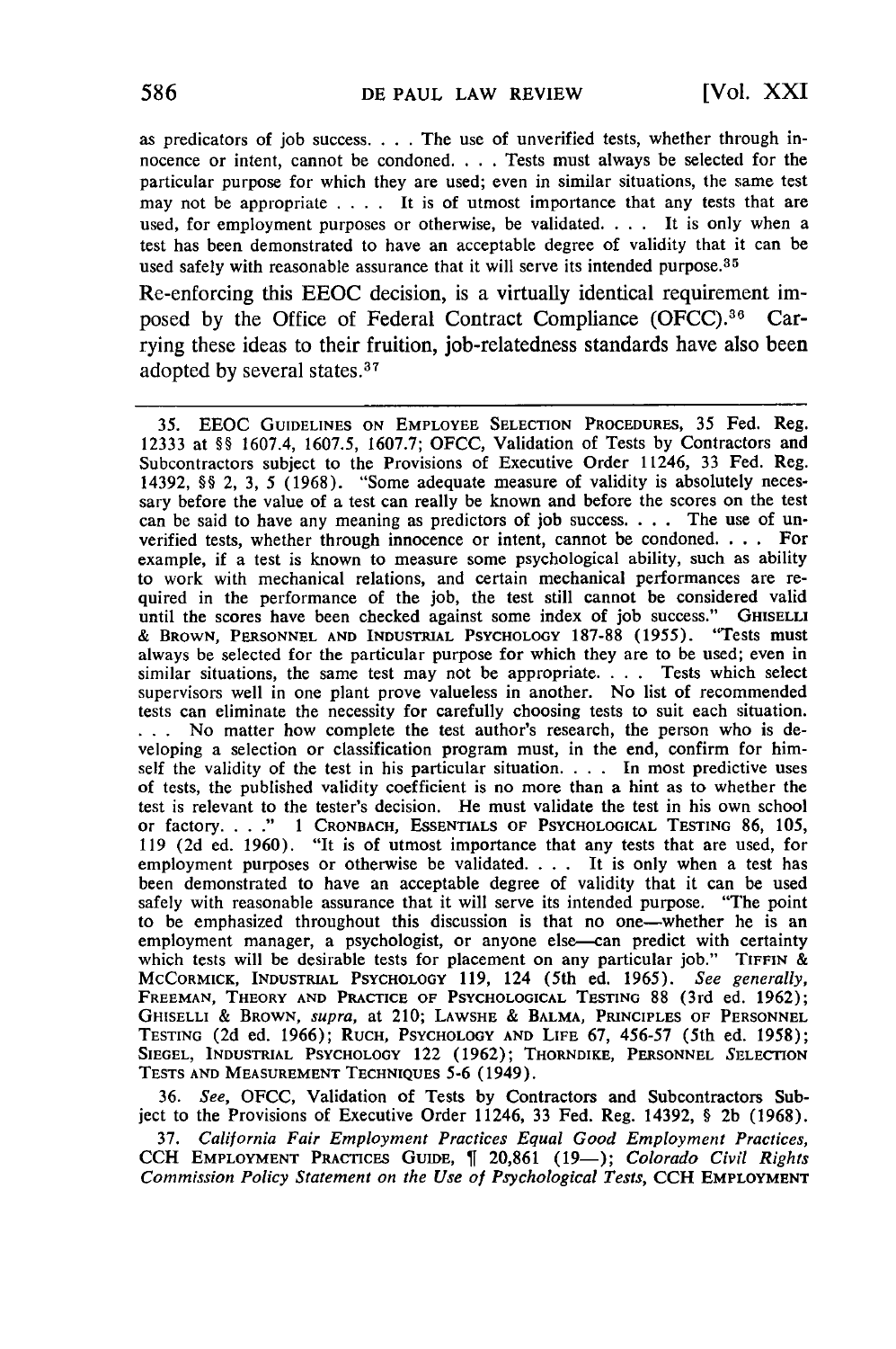as predicators of job success. . . . The use of unverified tests, whether through innocence or intent, cannot be condoned. . . . Tests must always be selected for the particular purpose for which they are used; even in similar situations, the same test may not be appropriate . . . . It is of utmost importance that any tests that are used, for employment purposes or otherwise, be validated. . . . It is only when a test has been demonstrated to have an acceptable degree of validity that it can be used safely with reasonable assurance that it will serve its intended purpose.[35]

Re-enforcing this EEOC decision, is a virtually identical requirement imposed by the Office of Federal Contract Compliance (OFCC).[36] Carrying these ideas to their fruition, job-relatedness standards have also been adopted by several states.[37]

---

35. EEOC GUIDELINES ON EMPLOYEE SELECTION PROCEDURES, 35 Fed. Reg. 12333 at §§ 1607.4, 1607.5, 1607.7; OFCC, Validation of Tests by Contractors and Subcontractors subject to the Provisions of Executive Order 11246, 33 Fed. Reg. 14392, §§ 2, 3, 5 (1968). "Some adequate measure of validity is absolutely necessary before the value of a test can really be known and before the scores on the test can be said to have any meaning as predictors of job success. . . . The use of unverified tests, whether through innocence or intent, cannot be condoned. . . . For example, if a test is known to measure some psychological ability, such as ability to work with mechanical relations, and certain mechanical performances are required in the performance of the job, the test still cannot be considered valid until the scores have been checked against some index of job success." GHISELLI & BROWN, PERSONNEL AND INDUSTRIAL PSYCHOLOGY 187-88 (1955). "Tests must always be selected for the particular purpose for which they are to be used; even in similar situations, the same test may not be appropriate. . . . Tests which select supervisors well in one plant prove valueless in another. No list of recommended tests can eliminate the necessity for carefully choosing tests to suit each situation. . . . No matter how complete the test author's research, the person who is developing a selection or classification program must, in the end, confirm for himself the validity of the test in his particular situation. . . . In most predictive uses of tests, the published validity coefficient is no more than a hint as to whether the test is relevant to the tester's decision. He must validate the test in his own school or factory. . . ." 1 CRONBACH, ESSENTIALS OF PSYCHOLOGICAL TESTING 86, 105, 119 (2d ed. 1960). "It is of utmost importance that any tests that are used, for employment purposes or otherwise be validated. . . . It is only when a test has been demonstrated to have an acceptable degree of validity that it can be used safely with reasonable assurance that it will serve its intended purpose. "The point to be emphasized throughout this discussion is that no one—whether he is an employment manager, a psychologist, or anyone else—can predict with certainty which tests will be desirable tests for placement on any particular job." TIFFIN & MCCORMICK, INDUSTRIAL PSYCHOLOGY 119, 124 (5th ed. 1965). *See generally*, FREEMAN, THEORY AND PRACTICE OF PSYCHOLOGICAL TESTING 88 (3rd ed. 1962); GHISELLI & BROWN, *supra*, at 210; LAWSHE & BALMA, PRINCIPLES OF PERSONNEL TESTING (2d ed. 1966); RUCH, PSYCHOLOGY AND LIFE 67, 456-57 (5th ed. 1958); SIEGEL, INDUSTRIAL PSYCHOLOGY 122 (1962); THORNDIKE, PERSONNEL SELECTION TESTS AND MEASUREMENT TECHNIQUES 5-6 (1949).

36. *See*, OFCC, Validation of Tests by Contractors and Subcontractors Subject to the Provisions of Executive Order 11246, 33 Fed. Reg. 14392, § 2b (1968).

37. *California Fair Employment Practices Equal Good Employment Practices*, CCH EMPLOYMENT PRACTICES GUIDE, ¶ 20,861 (19—); *Colorado Civil Rights Commission Policy Statement on the Use of Psychological Tests*, CCH EMPLOYMENT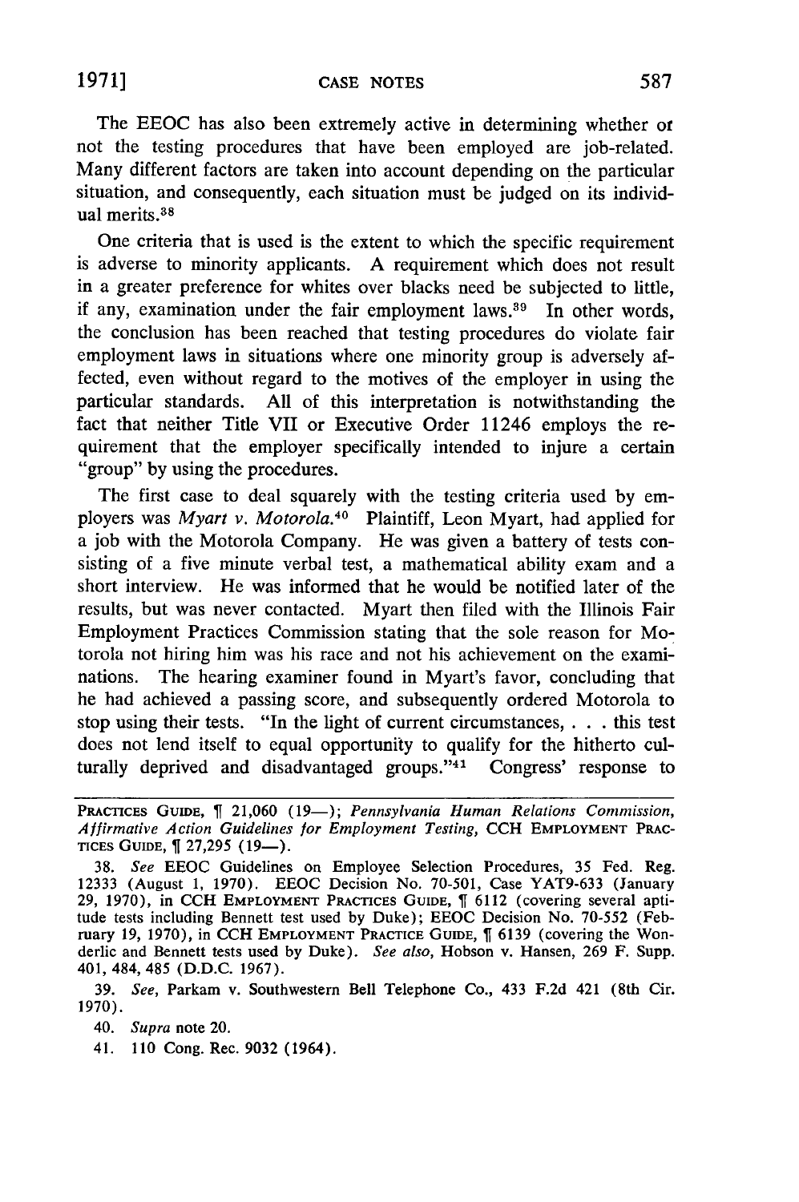The EEOC has also been extremely active in determining whether or not the testing procedures that have been employed are job-related. Many different factors are taken into account depending on the particular situation, and consequently, each situation must be judged on its individual merits.[38]

One criteria that is used is the extent to which the specific requirement is adverse to minority applicants. A requirement which does not result in a greater preference for whites over blacks need be subjected to little, if any, examination under the fair employment laws.[39] In other words, the conclusion has been reached that testing procedures do violate fair employment laws in situations where one minority group is adversely affected, even without regard to the motives of the employer in using the particular standards. All of this interpretation is notwithstanding the fact that neither Title VII or Executive Order 11246 employs the requirement that the employer specifically intended to injure a certain "group" by using the procedures.

The first case to deal squarely with the testing criteria used by employers was *Myart v. Motorola.*[40] Plaintiff, Leon Myart, had applied for a job with the Motorola Company. He was given a battery of tests consisting of a five minute verbal test, a mathematical ability exam and a short interview. He was informed that he would be notified later of the results, but was never contacted. Myart then filed with the Illinois Fair Employment Practices Commission stating that the sole reason for Motorola not hiring him was his race and not his achievement on the examinations. The hearing examiner found in Myart's favor, concluding that he had achieved a passing score, and subsequently ordered Motorola to stop using their tests. "In the light of current circumstances, . . . this test does not lend itself to equal opportunity to qualify for the hitherto culturally deprived and disadvantaged groups."[41] Congress' response to

---

PRACTICES GUIDE, ¶ 21,060 (19—); *Pennsylvania Human Relations Commission, Affirmative Action Guidelines for Employment Testing,* CCH EMPLOYMENT PRACTICES GUIDE, ¶ 27,295 (19—).

38. *See* EEOC Guidelines on Employee Selection Procedures, 35 Fed. Reg. 12333 (August 1, 1970). EEOC Decision No. 70-501, Case YAT9-633 (January 29, 1970), in CCH EMPLOYMENT PRACTICES GUIDE, ¶ 6112 (covering several aptitude tests including Bennett test used by Duke); EEOC Decision No. 70-552 (February 19, 1970), in CCH EMPLOYMENT PRACTICE GUIDE, ¶ 6139 (covering the Wonderlic and Bennett tests used by Duke). *See also,* Hobson v. Hansen, 269 F. Supp. 401, 484, 485 (D.D.C. 1967).

39. *See,* Parkam v. Southwestern Bell Telephone Co., 433 F.2d 421 (8th Cir. 1970).

40. *Supra* note 20.

41. 110 Cong. Rec. 9032 (1964).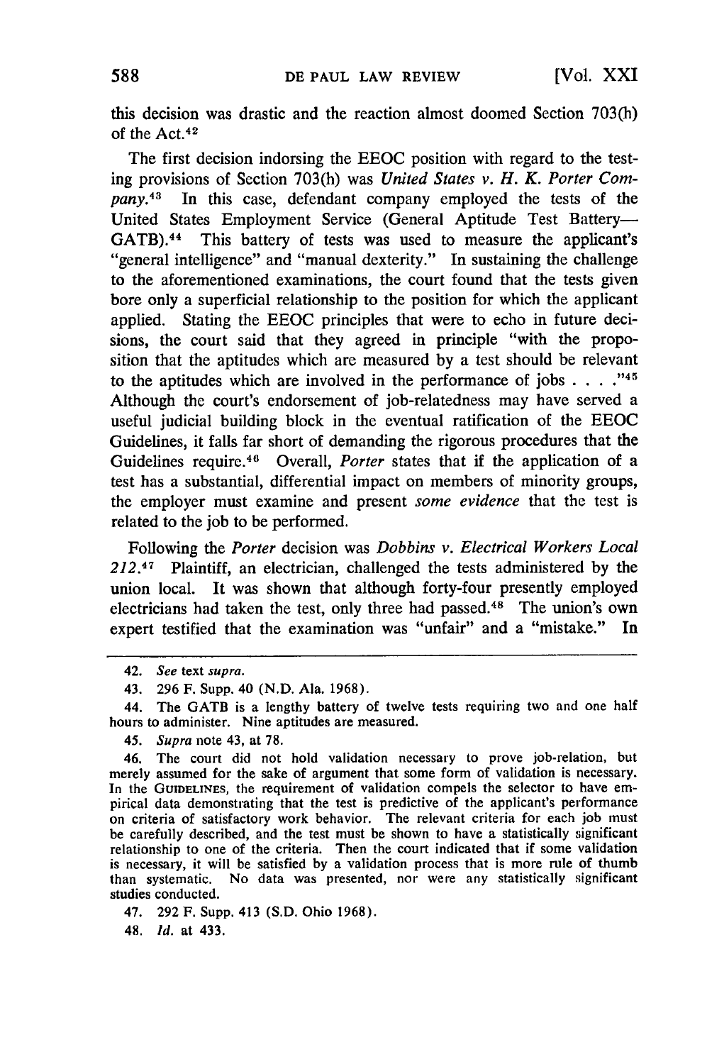this decision was drastic and the reaction almost doomed Section 703(h) of the Act.[42]

The first decision indorsing the EEOC position with regard to the testing provisions of Section 703(h) was *United States v. H. K. Porter Company*.[43] In this case, defendant company employed the tests of the United States Employment Service (General Aptitude Test Battery—GATB).[44] This battery of tests was used to measure the applicant's "general intelligence" and "manual dexterity." In sustaining the challenge to the aforementioned examinations, the court found that the tests given bore only a superficial relationship to the position for which the applicant applied. Stating the EEOC principles that were to echo in future decisions, the court said that they agreed in principle "with the proposition that the aptitudes which are measured by a test should be relevant to the aptitudes which are involved in the performance of jobs . . . ."[45] Although the court's endorsement of job-relatedness may have served a useful judicial building block in the eventual ratification of the EEOC Guidelines, it falls far short of demanding the rigorous procedures that the Guidelines require.[46] Overall, *Porter* states that if the application of a test has a substantial, differential impact on members of minority groups, the employer must examine and present *some evidence* that the test is related to the job to be performed.

Following the *Porter* decision was *Dobbins v. Electrical Workers Local 212*.[47] Plaintiff, an electrician, challenged the tests administered by the union local. It was shown that although forty-four presently employed electricians had taken the test, only three had passed.[48] The union's own expert testified that the examination was "unfair" and a "mistake." In

---

42. *See* text *supra*.

43. 296 F. Supp. 40 (N.D. Ala. 1968).

44. The GATB is a lengthy battery of twelve tests requiring two and one half hours to administer. Nine aptitudes are measured.

45. *Supra* note 43, at 78.

46. The court did not hold validation necessary to prove job-relation, but merely assumed for the sake of argument that some form of validation is necessary. In the GUIDELINES, the requirement of validation compels the selector to have empirical data demonstrating that the test is predictive of the applicant's performance on criteria of satisfactory work behavior. The relevant criteria for each job must be carefully described, and the test must be shown to have a statistically significant relationship to one of the criteria. Then the court indicated that if some validation is necessary, it will be satisfied by a validation process that is more rule of thumb than systematic. No data was presented, nor were any statistically significant studies conducted.

47. 292 F. Supp. 413 (S.D. Ohio 1968).

48. *Id.* at 433.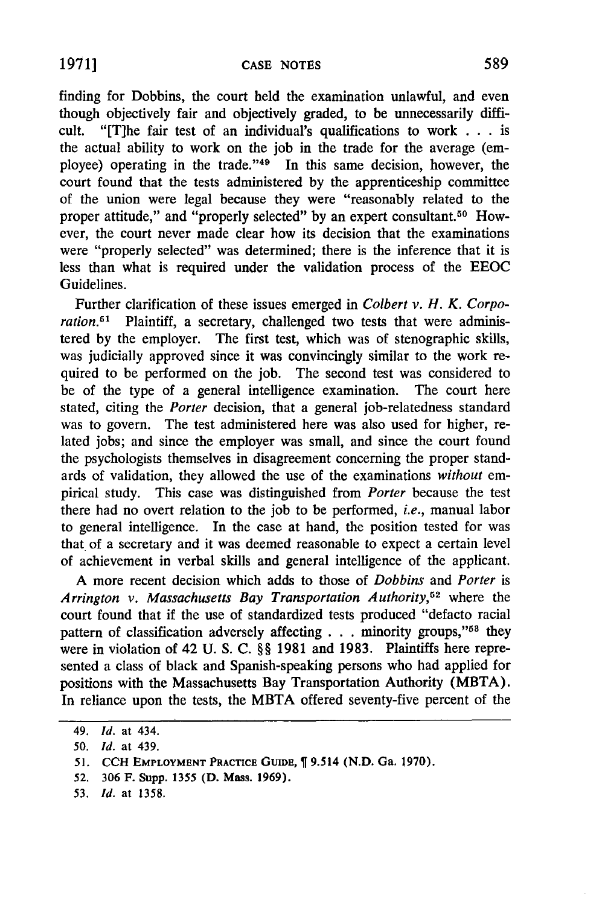finding for Dobbins, the court held the examination unlawful, and even though objectively fair and objectively graded, to be unnecessarily difficult. "[T]he fair test of an individual's qualifications to work . . . is the actual ability to work on the job in the trade for the average (employee) operating in the trade."[49] In this same decision, however, the court found that the tests administered by the apprenticeship committee of the union were legal because they were "reasonably related to the proper attitude," and "properly selected" by an expert consultant.[50] However, the court never made clear how its decision that the examinations were "properly selected" was determined; there is the inference that it is less than what is required under the validation process of the EEOC Guidelines.

Further clarification of these issues emerged in *Colbert v. H. K. Corporation.*[51] Plaintiff, a secretary, challenged two tests that were administered by the employer. The first test, which was of stenographic skills, was judicially approved since it was convincingly similar to the work required to be performed on the job. The second test was considered to be of the type of a general intelligence examination. The court here stated, citing the *Porter* decision, that a general job-relatedness standard was to govern. The test administered here was also used for higher, related jobs; and since the employer was small, and since the court found the psychologists themselves in disagreement concerning the proper standards of validation, they allowed the use of the examinations *without* empirical study. This case was distinguished from *Porter* because the test there had no overt relation to the job to be performed, *i.e.*, manual labor to general intelligence. In the case at hand, the position tested for was that of a secretary and it was deemed reasonable to expect a certain level of achievement in verbal skills and general intelligence of the applicant.

A more recent decision which adds to those of *Dobbins* and *Porter* is *Arrington v. Massachusetts Bay Transportation Authority*,[52] where the court found that if the use of standardized tests produced "defacto racial pattern of classification adversely affecting . . . minority groups,"[53] they were in violation of 42 U. S. C. §§ 1981 and 1983. Plaintiffs here represented a class of black and Spanish-speaking persons who had applied for positions with the Massachusetts Bay Transportation Authority (MBTA). In reliance upon the tests, the MBTA offered seventy-five percent of the

---

49. *Id.* at 434.

50. *Id.* at 439.

51. CCH EMPLOYMENT PRACTICE GUIDE, ¶ 9.514 (N.D. Ga. 1970).

52. 306 F. Supp. 1355 (D. Mass. 1969).

53. *Id.* at 1358.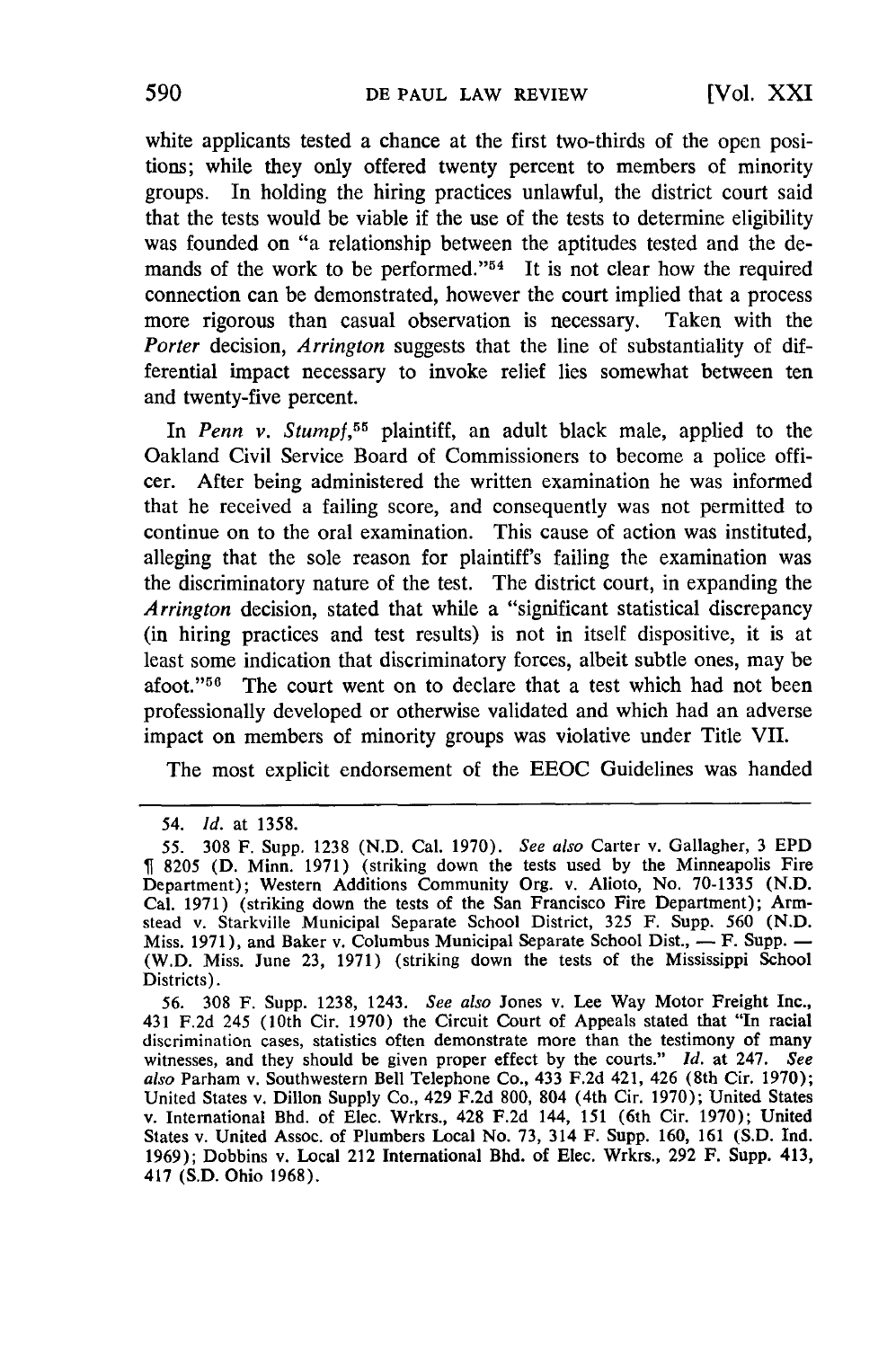white applicants tested a chance at the first two-thirds of the open positions; while they only offered twenty percent to members of minority groups. In holding the hiring practices unlawful, the district court said that the tests would be viable if the use of the tests to determine eligibility was founded on "a relationship between the aptitudes tested and the demands of the work to be performed."[54] It is not clear how the required connection can be demonstrated, however the court implied that a process more rigorous than casual observation is necessary. Taken with the *Porter* decision, *Arrington* suggests that the line of substantiality of differential impact necessary to invoke relief lies somewhat between ten and twenty-five percent.

In *Penn v. Stumpf*,[55] plaintiff, an adult black male, applied to the Oakland Civil Service Board of Commissioners to become a police officer. After being administered the written examination he was informed that he received a failing score, and consequently was not permitted to continue on to the oral examination. This cause of action was instituted, alleging that the sole reason for plaintiff's failing the examination was the discriminatory nature of the test. The district court, in expanding the *Arrington* decision, stated that while a "significant statistical discrepancy (in hiring practices and test results) is not in itself dispositive, it is at least some indication that discriminatory forces, albeit subtle ones, may be afoot."[56] The court went on to declare that a test which had not been professionally developed or otherwise validated and which had an adverse impact on members of minority groups was violative under Title VII.

The most explicit endorsement of the EEOC Guidelines was handed

---

54. *Id.* at 1358.

55. 308 F. Supp. 1238 (N.D. Cal. 1970). *See also* Carter v. Gallagher, 3 EPD ¶ 8205 (D. Minn. 1971) (striking down the tests used by the Minneapolis Fire Department); Western Additions Community Org. v. Alioto, No. 70-1335 (N.D. Cal. 1971) (striking down the tests of the San Francisco Fire Department); Armstead v. Starkville Municipal Separate School District, 325 F. Supp. 560 (N.D. Miss. 1971), and Baker v. Columbus Municipal Separate School Dist., — F. Supp. — (W.D. Miss. June 23, 1971) (striking down the tests of the Mississippi School Districts).

56. 308 F. Supp. 1238, 1243. *See also* Jones v. Lee Way Motor Freight Inc., 431 F.2d 245 (10th Cir. 1970) the Circuit Court of Appeals stated that "In racial discrimination cases, statistics often demonstrate more than the testimony of many witnesses, and they should be given proper effect by the courts." *Id.* at 247. *See also* Parham v. Southwestern Bell Telephone Co., 433 F.2d 421, 426 (8th Cir. 1970); United States v. Dillon Supply Co., 429 F.2d 800, 804 (4th Cir. 1970); United States v. International Bhd. of Elec. Wrkrs., 428 F.2d 144, 151 (6th Cir. 1970); United States v. United Assoc. of Plumbers Local No. 73, 314 F. Supp. 160, 161 (S.D. Ind. 1969); Dobbins v. Local 212 International Bhd. of Elec. Wrkrs., 292 F. Supp. 413, 417 (S.D. Ohio 1968).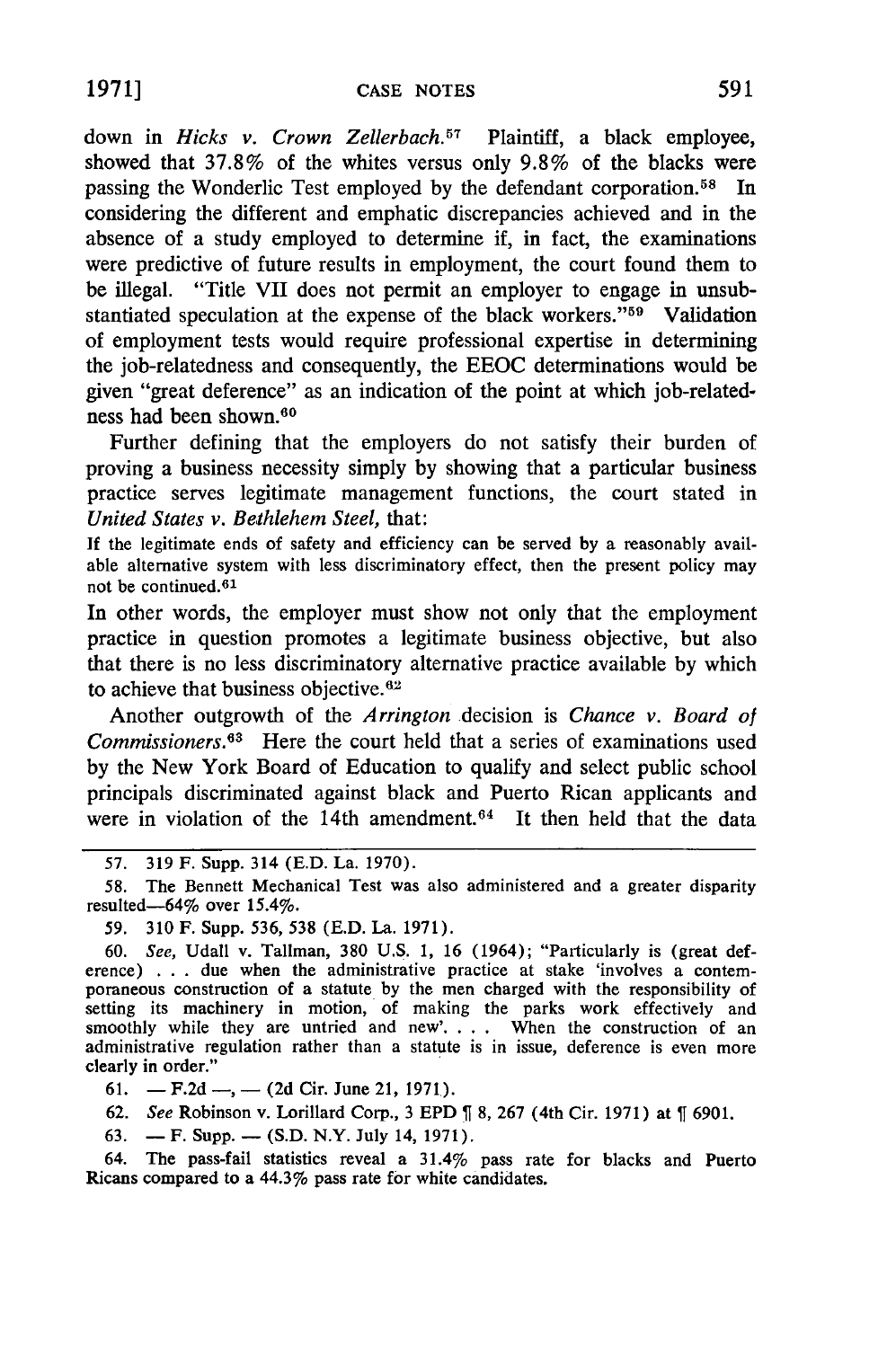down in *Hicks v. Crown Zellerbach.*[57] Plaintiff, a black employee, showed that 37.8% of the whites versus only 9.8% of the blacks were passing the Wonderlic Test employed by the defendant corporation.[58] In considering the different and emphatic discrepancies achieved and in the absence of a study employed to determine if, in fact, the examinations were predictive of future results in employment, the court found them to be illegal. "Title VII does not permit an employer to engage in unsubstantiated speculation at the expense of the black workers."[59] Validation of employment tests would require professional expertise in determining the job-relatedness and consequently, the EEOC determinations would be given "great deference" as an indication of the point at which job-relatedness had been shown.[60]

Further defining that the employers do not satisfy their burden of proving a business necessity simply by showing that a particular business practice serves legitimate management functions, the court stated in *United States v. Bethlehem Steel,* that:

> If the legitimate ends of safety and efficiency can be served by a reasonably available alternative system with less discriminatory effect, then the present policy may not be continued.[61]

In other words, the employer must show not only that the employment practice in question promotes a legitimate business objective, but also that there is no less discriminatory alternative practice available by which to achieve that business objective.[62]

Another outgrowth of the *Arrington* decision is *Chance v. Board of Commissioners.*[63] Here the court held that a series of examinations used by the New York Board of Education to qualify and select public school principals discriminated against black and Puerto Rican applicants and were in violation of the 14th amendment.[64] It then held that the data

---

57. 319 F. Supp. 314 (E.D. La. 1970).

58. The Bennett Mechanical Test was also administered and a greater disparity resulted—64% over 15.4%.

59. 310 F. Supp. 536, 538 (E.D. La. 1971).

60. *See,* Udall v. Tallman, 380 U.S. 1, 16 (1964); "Particularly is (great deference) . . . due when the administrative practice at stake 'involves a contemporaneous construction of a statute by the men charged with the responsibility of setting its machinery in motion, of making the parks work effectively and smoothly while they are untried and new'. . . . When the construction of an administrative regulation rather than a statute is in issue, deference is even more clearly in order."

61. — F.2d —, — (2d Cir. June 21, 1971).

62. *See* Robinson v. Lorillard Corp., 3 EPD ¶ 8, 267 (4th Cir. 1971) at ¶ 6901.

63. — F. Supp. — (S.D. N.Y. July 14, 1971).

64. The pass-fail statistics reveal a 31.4% pass rate for blacks and Puerto Ricans compared to a 44.3% pass rate for white candidates.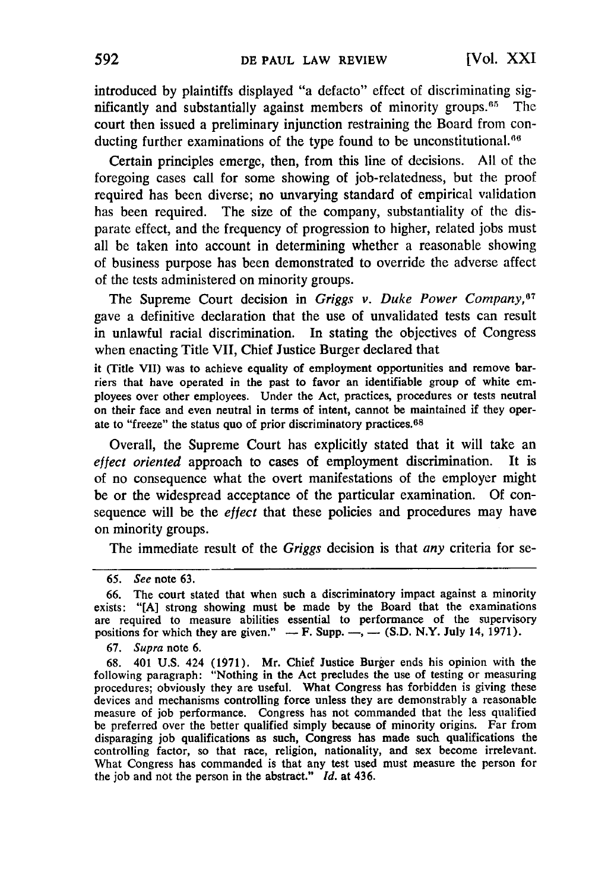introduced by plaintiffs displayed "a defacto" effect of discriminating significantly and substantially against members of minority groups.[65] The court then issued a preliminary injunction restraining the Board from conducting further examinations of the type found to be unconstitutional.[66]

Certain principles emerge, then, from this line of decisions. All of the foregoing cases call for some showing of job-relatedness, but the proof required has been diverse; no unvarying standard of empirical validation has been required. The size of the company, substantiality of the disparate effect, and the frequency of progression to higher, related jobs must all be taken into account in determining whether a reasonable showing of business purpose has been demonstrated to override the adverse affect of the tests administered on minority groups.

The Supreme Court decision in *Griggs v. Duke Power Company,*[67] gave a definitive declaration that the use of unvalidated tests can result in unlawful racial discrimination. In stating the objectives of Congress when enacting Title VII, Chief Justice Burger declared that

> it (Title VII) was to achieve equality of employment opportunities and remove barriers that have operated in the past to favor an identifiable group of white employees over other employees. Under the Act, practices, procedures or tests neutral on their face and even neutral in terms of intent, cannot be maintained if they operate to "freeze" the status quo of prior discriminatory practices.[68]

Overall, the Supreme Court has explicitly stated that it will take an *effect oriented* approach to cases of employment discrimination. It is of no consequence what the overt manifestations of the employer might be or the widespread acceptance of the particular examination. Of consequence will be the *effect* that these policies and procedures may have on minority groups.

The immediate result of the *Griggs* decision is that *any* criteria for se-

---

65. *See* note 63.

66. The court stated that when such a discriminatory impact against a minority exists: "[A] strong showing must be made by the Board that the examinations are required to measure abilities essential to performance of the supervisory positions for which they are given." — F. Supp. —, — (S.D. N.Y. July 14, 1971).

67. *Supra* note 6.

68. 401 U.S. 424 (1971). Mr. Chief Justice Burger ends his opinion with the following paragraph: "Nothing in the Act precludes the use of testing or measuring procedures; obviously they are useful. What Congress has forbidden is giving these devices and mechanisms controlling force unless they are demonstrably a reasonable measure of job performance. Congress has not commanded that the less qualified be preferred over the better qualified simply because of minority origins. Far from disparaging job qualifications as such, Congress has made such qualifications the controlling factor, so that race, religion, nationality, and sex become irrelevant. What Congress has commanded is that any test used must measure the person for the job and not the person in the abstract." *Id.* at 436.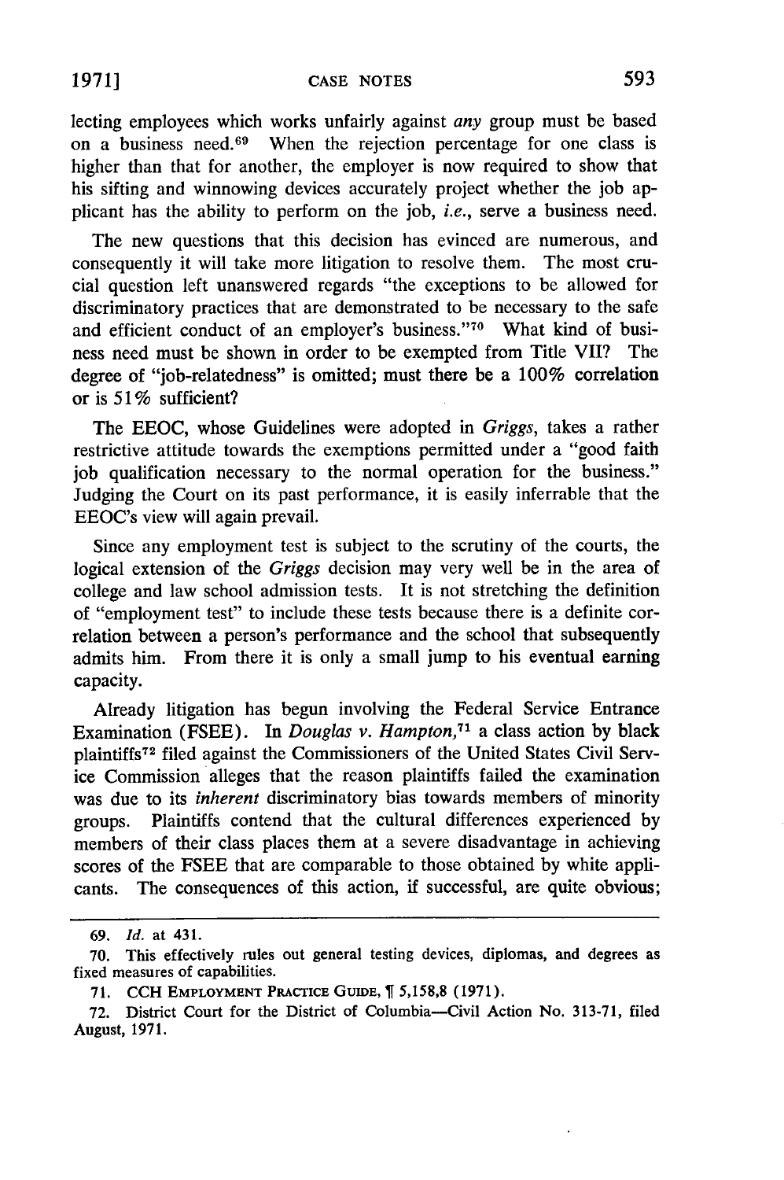lecting employees which works unfairly against *any* group must be based on a business need.[69] When the rejection percentage for one class is higher than that for another, the employer is now required to show that his sifting and winnowing devices accurately project whether the job applicant has the ability to perform on the job, *i.e.*, serve a business need.

The new questions that this decision has evinced are numerous, and consequently it will take more litigation to resolve them. The most crucial question left unanswered regards "the exceptions to be allowed for discriminatory practices that are demonstrated to be necessary to the safe and efficient conduct of an employer's business."[70] What kind of business need must be shown in order to be exempted from Title VII? The degree of "job-relatedness" is omitted; must there be a 100% correlation or is 51% sufficient?

The EEOC, whose Guidelines were adopted in *Griggs*, takes a rather restrictive attitude towards the exemptions permitted under a "good faith job qualification necessary to the normal operation for the business." Judging the Court on its past performance, it is easily inferrable that the EEOC's view will again prevail.

Since any employment test is subject to the scrutiny of the courts, the logical extension of the *Griggs* decision may very well be in the area of college and law school admission tests. It is not stretching the definition of "employment test" to include these tests because there is a definite correlation between a person's performance and the school that subsequently admits him. From there it is only a small jump to his eventual earning capacity.

Already litigation has begun involving the Federal Service Entrance Examination (FSEE). In *Douglas v. Hampton*,[71] a class action by black plaintiffs[72] filed against the Commissioners of the United States Civil Service Commission alleges that the reason plaintiffs failed the examination was due to its *inherent* discriminatory bias towards members of minority groups. Plaintiffs contend that the cultural differences experienced by members of their class places them at a severe disadvantage in achieving scores of the FSEE that are comparable to those obtained by white applicants. The consequences of this action, if successful, are quite obvious;

---

69. *Id.* at 431.

70. This effectively rules out general testing devices, diplomas, and degrees as fixed measures of capabilities.

71. CCH EMPLOYMENT PRACTICE GUIDE, ¶ 5,158,8 (1971).

72. District Court for the District of Columbia—Civil Action No. 313-71, filed August, 1971.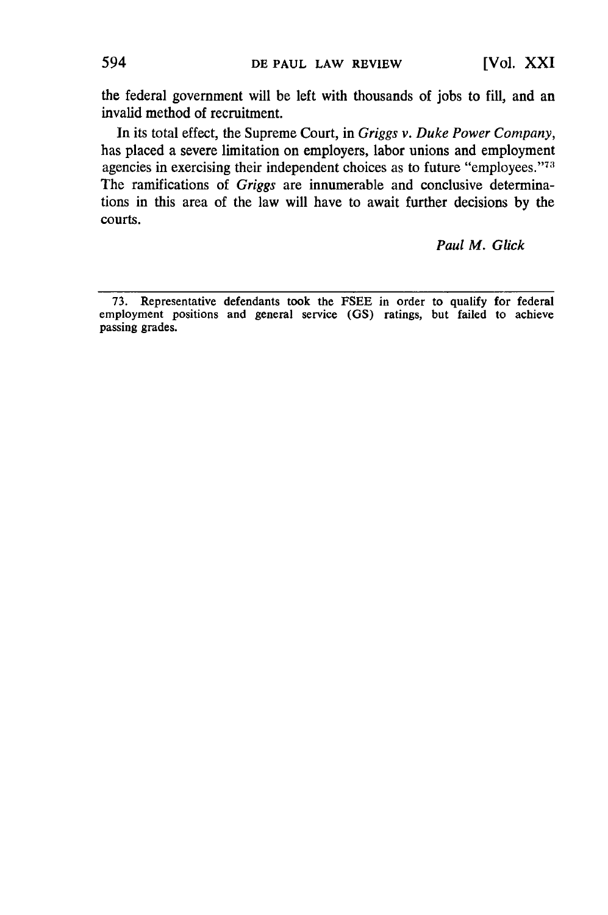the federal government will be left with thousands of jobs to fill, and an invalid method of recruitment.

In its total effect, the Supreme Court, in *Griggs v. Duke Power Company*, has placed a severe limitation on employers, labor unions and employment agencies in exercising their independent choices as to future "employees."[73] The ramifications of *Griggs* are innumerable and conclusive determinations in this area of the law will have to await further decisions by the courts.

*Paul M. Glick*

---

73. Representative defendants took the FSEE in order to qualify for federal employment positions and general service (GS) ratings, but failed to achieve passing grades.